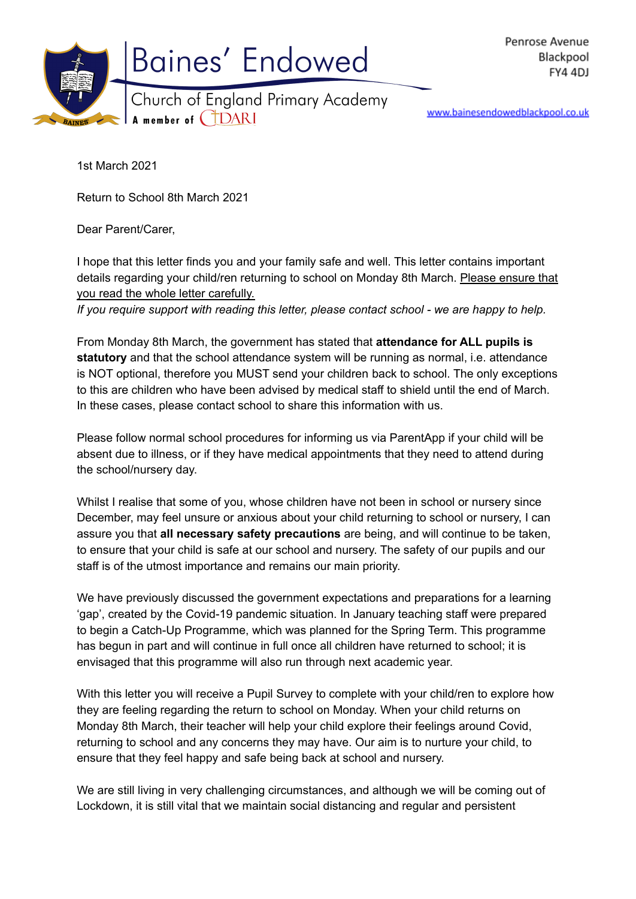# Baines' Endowed

Church of England Primary Academy

A member of CDARI

Penrose Avenue
Blackpool
FY4 4DJ

www.bainesendowedblackpool.co.uk

1st March 2021

Return to School 8th March 2021

Dear Parent/Carer,

I hope that this letter finds you and your family safe and well. This letter contains important details regarding your child/ren returning to school on Monday 8th March. Please ensure that you read the whole letter carefully.
*If you require support with reading this letter, please contact school - we are happy to help.*

From Monday 8th March, the government has stated that **attendance for ALL pupils is statutory** and that the school attendance system will be running as normal, i.e. attendance is NOT optional, therefore you MUST send your children back to school. The only exceptions to this are children who have been advised by medical staff to shield until the end of March. In these cases, please contact school to share this information with us.

Please follow normal school procedures for informing us via ParentApp if your child will be absent due to illness, or if they have medical appointments that they need to attend during the school/nursery day.

Whilst I realise that some of you, whose children have not been in school or nursery since December, may feel unsure or anxious about your child returning to school or nursery, I can assure you that **all necessary safety precautions** are being, and will continue to be taken, to ensure that your child is safe at our school and nursery. The safety of our pupils and our staff is of the utmost importance and remains our main priority.

We have previously discussed the government expectations and preparations for a learning 'gap', created by the Covid-19 pandemic situation. In January teaching staff were prepared to begin a Catch-Up Programme, which was planned for the Spring Term. This programme has begun in part and will continue in full once all children have returned to school; it is envisaged that this programme will also run through next academic year.

With this letter you will receive a Pupil Survey to complete with your child/ren to explore how they are feeling regarding the return to school on Monday. When your child returns on Monday 8th March, their teacher will help your child explore their feelings around Covid, returning to school and any concerns they may have. Our aim is to nurture your child, to ensure that they feel happy and safe being back at school and nursery.

We are still living in very challenging circumstances, and although we will be coming out of Lockdown, it is still vital that we maintain social distancing and regular and persistent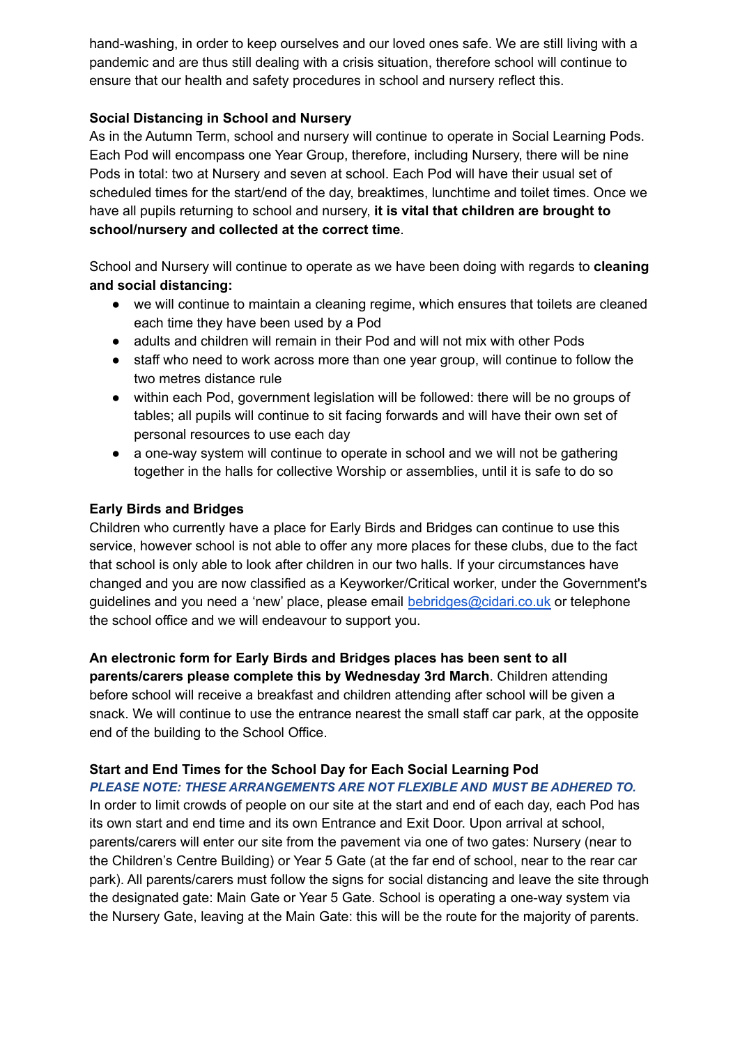hand-washing, in order to keep ourselves and our loved ones safe. We are still living with a pandemic and are thus still dealing with a crisis situation, therefore school will continue to ensure that our health and safety procedures in school and nursery reflect this.

**Social Distancing in School and Nursery**

As in the Autumn Term, school and nursery will continue to operate in Social Learning Pods. Each Pod will encompass one Year Group, therefore, including Nursery, there will be nine Pods in total: two at Nursery and seven at school. Each Pod will have their usual set of scheduled times for the start/end of the day, breaktimes, lunchtime and toilet times. Once we have all pupils returning to school and nursery, **it is vital that children are brought to school/nursery and collected at the correct time**.

School and Nursery will continue to operate as we have been doing with regards to **cleaning and social distancing:**

- we will continue to maintain a cleaning regime, which ensures that toilets are cleaned each time they have been used by a Pod
- adults and children will remain in their Pod and will not mix with other Pods
- staff who need to work across more than one year group, will continue to follow the two metres distance rule
- within each Pod, government legislation will be followed: there will be no groups of tables; all pupils will continue to sit facing forwards and will have their own set of personal resources to use each day
- a one-way system will continue to operate in school and we will not be gathering together in the halls for collective Worship or assemblies, until it is safe to do so

**Early Birds and Bridges**

Children who currently have a place for Early Birds and Bridges can continue to use this service, however school is not able to offer any more places for these clubs, due to the fact that school is only able to look after children in our two halls. If your circumstances have changed and you are now classified as a Keyworker/Critical worker, under the Government's guidelines and you need a 'new' place, please email [bebridges@cidari.co.uk](mailto:bebridges@cidari.co.uk) or telephone the school office and we will endeavour to support you.

**An electronic form for Early Birds and Bridges places has been sent to all parents/carers please complete this by Wednesday 3rd March**. Children attending before school will receive a breakfast and children attending after school will be given a snack. We will continue to use the entrance nearest the small staff car park, at the opposite end of the building to the School Office.

**Start and End Times for the School Day for Each Social Learning Pod**

***PLEASE NOTE: THESE ARRANGEMENTS ARE NOT FLEXIBLE AND MUST BE ADHERED TO.***

In order to limit crowds of people on our site at the start and end of each day, each Pod has its own start and end time and its own Entrance and Exit Door. Upon arrival at school, parents/carers will enter our site from the pavement via one of two gates: Nursery (near to the Children's Centre Building) or Year 5 Gate (at the far end of school, near to the rear car park). All parents/carers must follow the signs for social distancing and leave the site through the designated gate: Main Gate or Year 5 Gate. School is operating a one-way system via the Nursery Gate, leaving at the Main Gate: this will be the route for the majority of parents.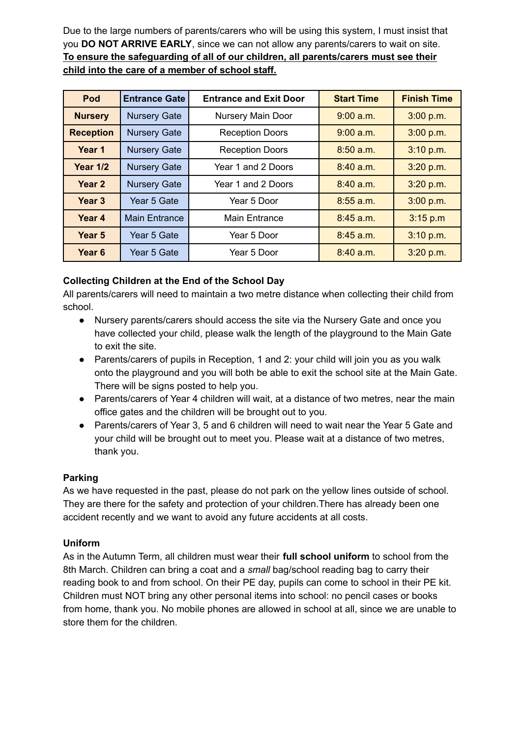Due to the large numbers of parents/carers who will be using this system, I must insist that you **DO NOT ARRIVE EARLY**, since we can not allow any parents/carers to wait on site. **To ensure the safeguarding of all of our children, all parents/carers must see their child into the care of a member of school staff.**

| Pod | Entrance Gate | Entrance and Exit Door | Start Time | Finish Time |
|---|---|---|---|---|
| **Nursery** | Nursery Gate | Nursery Main Door | 9:00 a.m. | 3:00 p.m. |
| **Reception** | Nursery Gate | Reception Doors | 9:00 a.m. | 3:00 p.m. |
| **Year 1** | Nursery Gate | Reception Doors | 8:50 a.m. | 3:10 p.m. |
| **Year 1/2** | Nursery Gate | Year 1 and 2 Doors | 8:40 a.m. | 3:20 p.m. |
| **Year 2** | Nursery Gate | Year 1 and 2 Doors | 8:40 a.m. | 3:20 p.m. |
| **Year 3** | Year 5 Gate | Year 5 Door | 8:55 a.m. | 3:00 p.m. |
| **Year 4** | Main Entrance | Main Entrance | 8:45 a.m. | 3:15 p.m |
| **Year 5** | Year 5 Gate | Year 5 Door | 8:45 a.m. | 3:10 p.m. |
| **Year 6** | Year 5 Gate | Year 5 Door | 8:40 a.m. | 3:20 p.m. |

**Collecting Children at the End of the School Day**

All parents/carers will need to maintain a two metre distance when collecting their child from school.

- Nursery parents/carers should access the site via the Nursery Gate and once you have collected your child, please walk the length of the playground to the Main Gate to exit the site.
- Parents/carers of pupils in Reception, 1 and 2: your child will join you as you walk onto the playground and you will both be able to exit the school site at the Main Gate. There will be signs posted to help you.
- Parents/carers of Year 4 children will wait, at a distance of two metres, near the main office gates and the children will be brought out to you.
- Parents/carers of Year 3, 5 and 6 children will need to wait near the Year 5 Gate and your child will be brought out to meet you. Please wait at a distance of two metres, thank you.

**Parking**

As we have requested in the past, please do not park on the yellow lines outside of school. They are there for the safety and protection of your children.There has already been one accident recently and we want to avoid any future accidents at all costs.

**Uniform**

As in the Autumn Term, all children must wear their **full school uniform** to school from the 8th March. Children can bring a coat and a *small* bag/school reading bag to carry their reading book to and from school. On their PE day, pupils can come to school in their PE kit. Children must NOT bring any other personal items into school: no pencil cases or books from home, thank you. No mobile phones are allowed in school at all, since we are unable to store them for the children.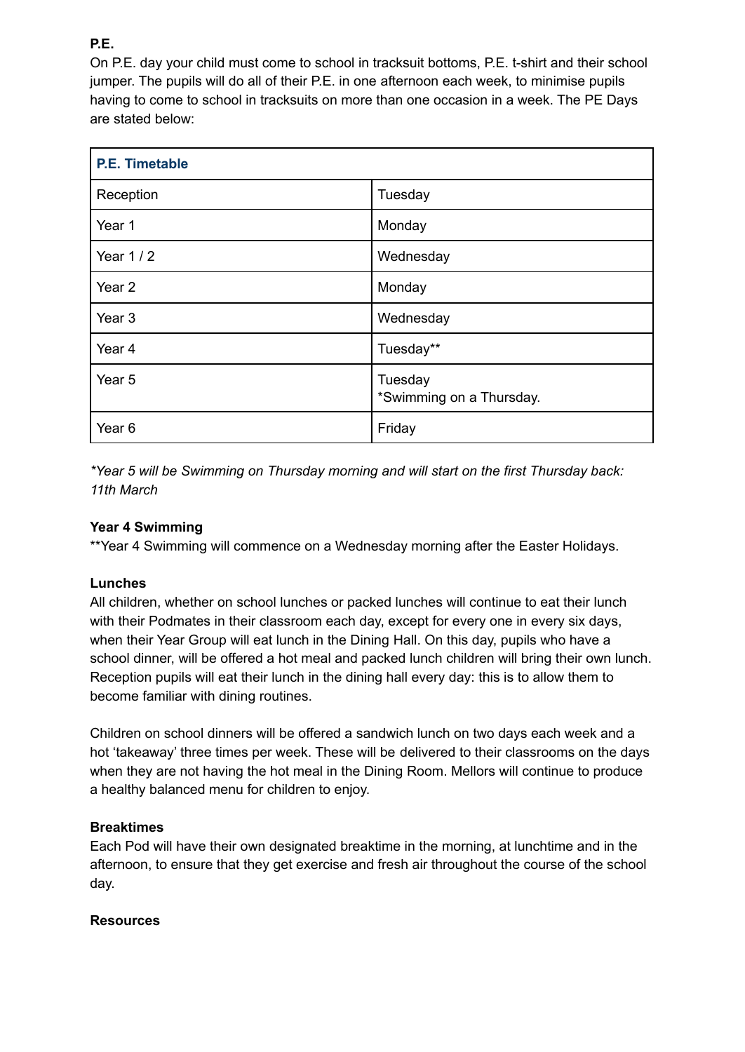**P.E.**

On P.E. day your child must come to school in tracksuit bottoms, P.E. t-shirt and their school jumper. The pupils will do all of their P.E. in one afternoon each week, to minimise pupils having to come to school in tracksuits on more than one occasion in a week. The PE Days are stated below:

| P.E. Timetable | |
|---|---|
| Reception | Tuesday |
| Year 1 | Monday |
| Year 1 / 2 | Wednesday |
| Year 2 | Monday |
| Year 3 | Wednesday |
| Year 4 | Tuesday** |
| Year 5 | Tuesday<br>*Swimming on a Thursday. |
| Year 6 | Friday |

*\*Year 5 will be Swimming on Thursday morning and will start on the first Thursday back: 11th March*

**Year 4 Swimming**

**Year 4 Swimming will commence on a Wednesday morning after the Easter Holidays.

**Lunches**

All children, whether on school lunches or packed lunches will continue to eat their lunch with their Podmates in their classroom each day, except for every one in every six days, when their Year Group will eat lunch in the Dining Hall. On this day, pupils who have a school dinner, will be offered a hot meal and packed lunch children will bring their own lunch. Reception pupils will eat their lunch in the dining hall every day: this is to allow them to become familiar with dining routines.

Children on school dinners will be offered a sandwich lunch on two days each week and a hot 'takeaway' three times per week. These will be delivered to their classrooms on the days when they are not having the hot meal in the Dining Room. Mellors will continue to produce a healthy balanced menu for children to enjoy.

**Breaktimes**

Each Pod will have their own designated breaktime in the morning, at lunchtime and in the afternoon, to ensure that they get exercise and fresh air throughout the course of the school day.

**Resources**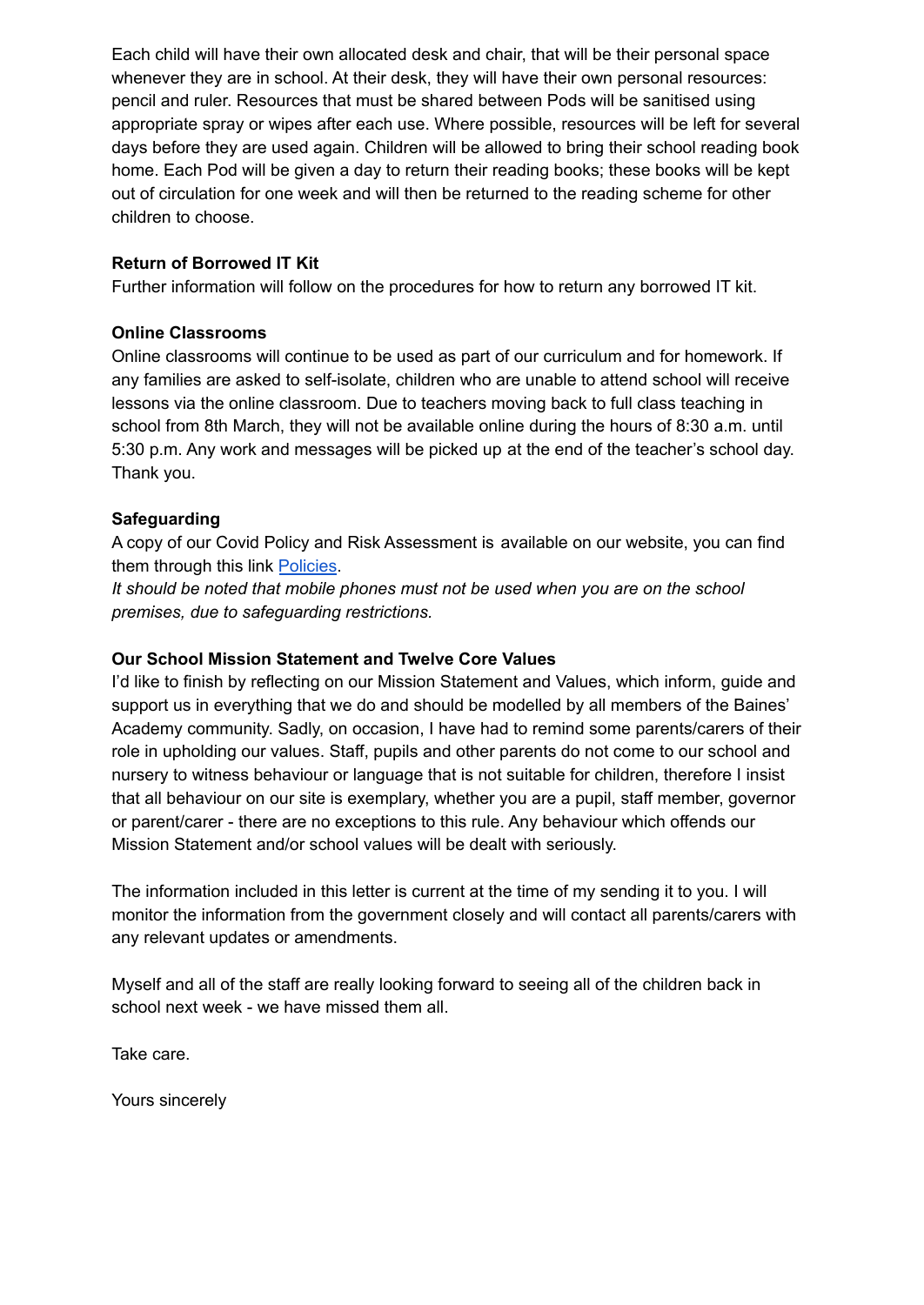Each child will have their own allocated desk and chair, that will be their personal space whenever they are in school. At their desk, they will have their own personal resources: pencil and ruler. Resources that must be shared between Pods will be sanitised using appropriate spray or wipes after each use. Where possible, resources will be left for several days before they are used again. Children will be allowed to bring their school reading book home. Each Pod will be given a day to return their reading books; these books will be kept out of circulation for one week and will then be returned to the reading scheme for other children to choose.

**Return of Borrowed IT Kit**

Further information will follow on the procedures for how to return any borrowed IT kit.

**Online Classrooms**

Online classrooms will continue to be used as part of our curriculum and for homework. If any families are asked to self-isolate, children who are unable to attend school will receive lessons via the online classroom. Due to teachers moving back to full class teaching in school from 8th March, they will not be available online during the hours of 8:30 a.m. until 5:30 p.m. Any work and messages will be picked up at the end of the teacher's school day. Thank you.

**Safeguarding**

A copy of our Covid Policy and Risk Assessment is available on our website, you can find them through this link [Policies](Policies).

*It should be noted that mobile phones must not be used when you are on the school premises, due to safeguarding restrictions.*

**Our School Mission Statement and Twelve Core Values**

I'd like to finish by reflecting on our Mission Statement and Values, which inform, guide and support us in everything that we do and should be modelled by all members of the Baines' Academy community. Sadly, on occasion, I have had to remind some parents/carers of their role in upholding our values. Staff, pupils and other parents do not come to our school and nursery to witness behaviour or language that is not suitable for children, therefore I insist that all behaviour on our site is exemplary, whether you are a pupil, staff member, governor or parent/carer - there are no exceptions to this rule. Any behaviour which offends our Mission Statement and/or school values will be dealt with seriously.

The information included in this letter is current at the time of my sending it to you. I will monitor the information from the government closely and will contact all parents/carers with any relevant updates or amendments.

Myself and all of the staff are really looking forward to seeing all of the children back in school next week - we have missed them all.

Take care.

Yours sincerely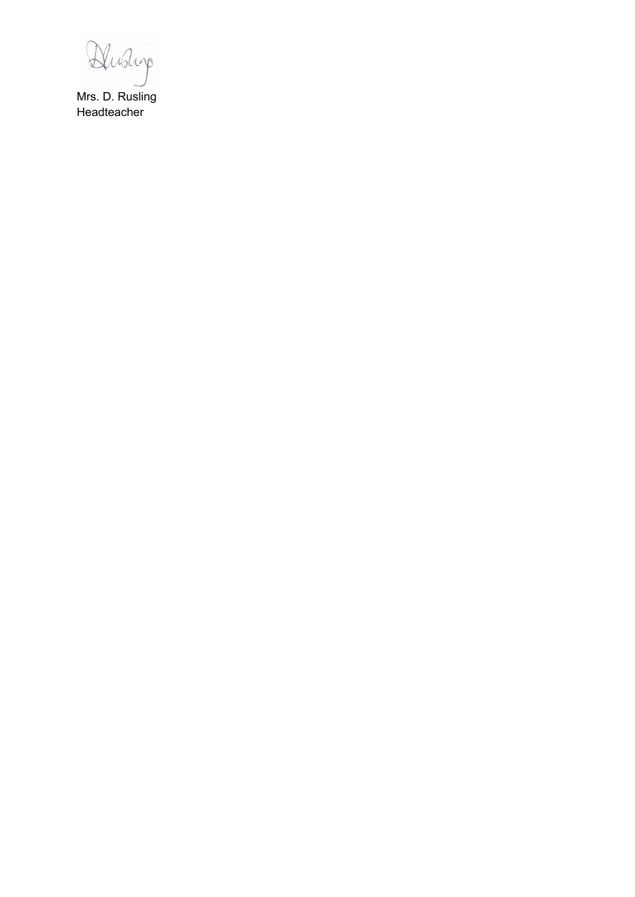Mrs. D. Rusling
Headteacher